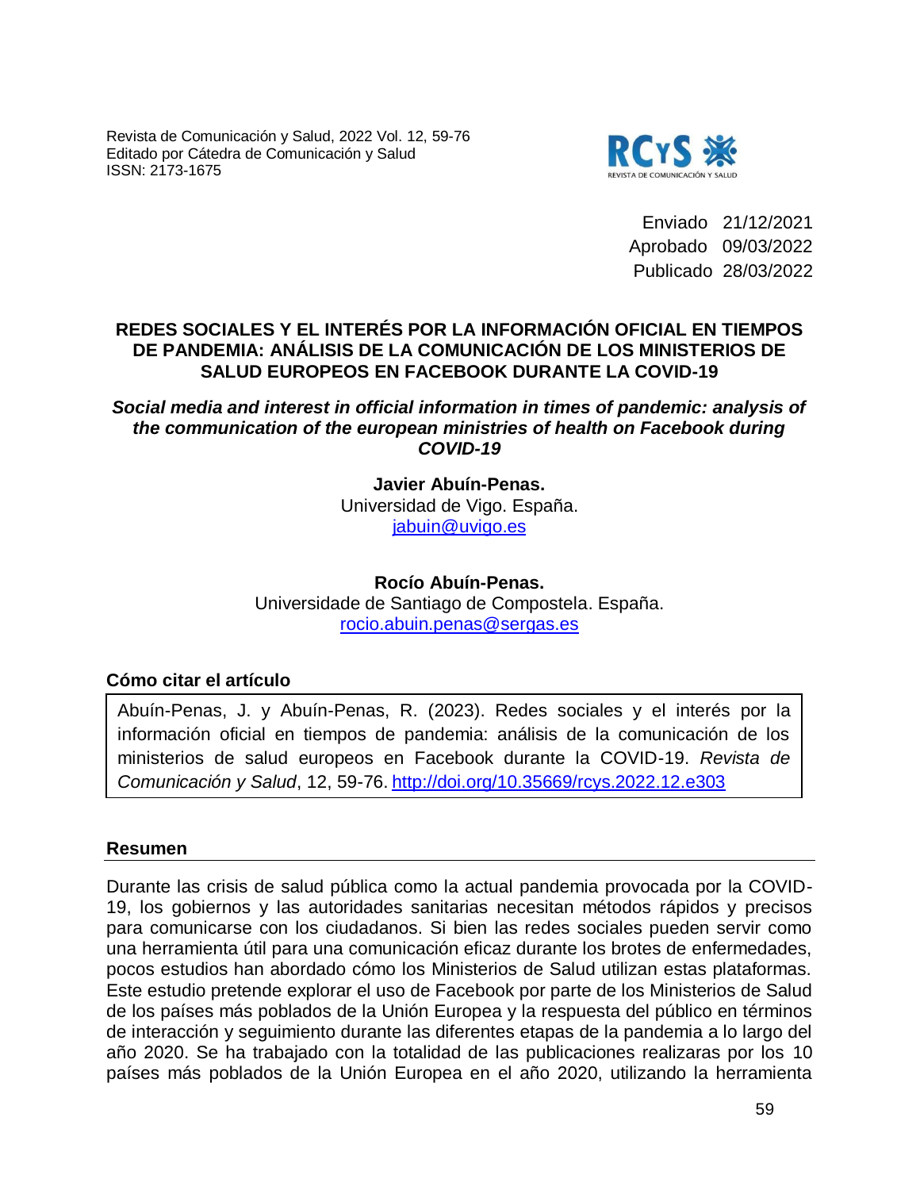Enviado 21/12/2021
Aprobado 09/03/2022
Publicado 28/03/2022

# REDES SOCIALES Y EL INTERÉS POR LA INFORMACIÓN OFICIAL EN TIEMPOS DE PANDEMIA: ANÁLISIS DE LA COMUNICACIÓN DE LOS MINISTERIOS DE SALUD EUROPEOS EN FACEBOOK DURANTE LA COVID-19

***Social media and interest in official information in times of pandemic: analysis of the communication of the european ministries of health on Facebook during COVID-19***

**Javier Abuín-Penas.**
Universidad de Vigo. España.
jabuin@uvigo.es

**Rocío Abuín-Penas.**
Universidade de Santiago de Compostela. España.
rocio.abuin.penas@sergas.es

## Cómo citar el artículo

Abuín-Penas, J. y Abuín-Penas, R. (2023). Redes sociales y el interés por la información oficial en tiempos de pandemia: análisis de la comunicación de los ministerios de salud europeos en Facebook durante la COVID-19. *Revista de Comunicación y Salud*, 12, 59-76. http://doi.org/10.35669/rcys.2022.12.e303

## Resumen

Durante las crisis de salud pública como la actual pandemia provocada por la COVID-19, los gobiernos y las autoridades sanitarias necesitan métodos rápidos y precisos para comunicarse con los ciudadanos. Si bien las redes sociales pueden servir como una herramienta útil para una comunicación eficaz durante los brotes de enfermedades, pocos estudios han abordado cómo los Ministerios de Salud utilizan estas plataformas. Este estudio pretende explorar el uso de Facebook por parte de los Ministerios de Salud de los países más poblados de la Unión Europea y la respuesta del público en términos de interacción y seguimiento durante las diferentes etapas de la pandemia a lo largo del año 2020. Se ha trabajado con la totalidad de las publicaciones realizaras por los 10 países más poblados de la Unión Europea en el año 2020, utilizando la herramienta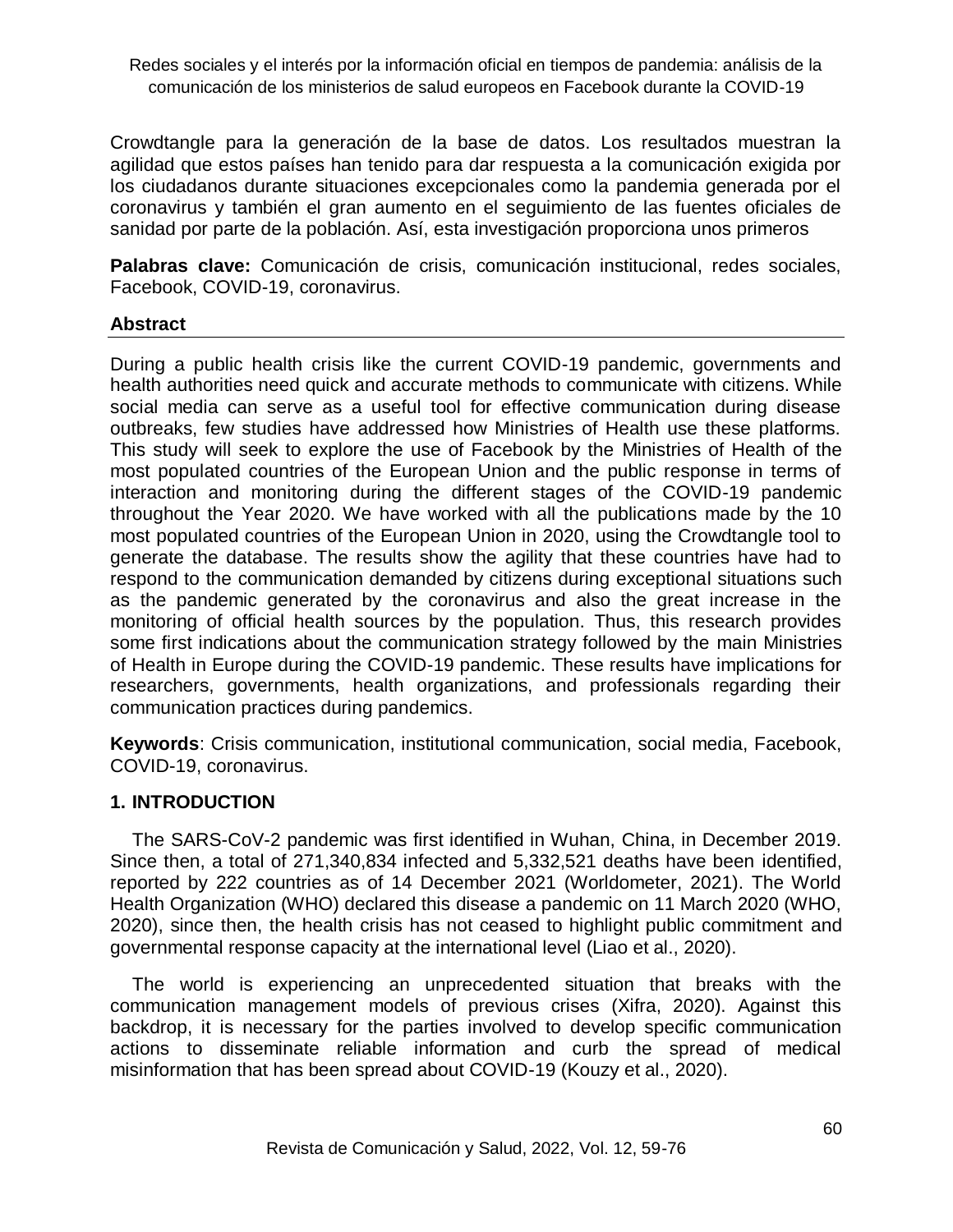Crowdtangle para la generación de la base de datos. Los resultados muestran la agilidad que estos países han tenido para dar respuesta a la comunicación exigida por los ciudadanos durante situaciones excepcionales como la pandemia generada por el coronavirus y también el gran aumento en el seguimiento de las fuentes oficiales de sanidad por parte de la población. Así, esta investigación proporciona unos primeros

**Palabras clave:** Comunicación de crisis, comunicación institucional, redes sociales, Facebook, COVID-19, coronavirus.

## Abstract

During a public health crisis like the current COVID-19 pandemic, governments and health authorities need quick and accurate methods to communicate with citizens. While social media can serve as a useful tool for effective communication during disease outbreaks, few studies have addressed how Ministries of Health use these platforms. This study will seek to explore the use of Facebook by the Ministries of Health of the most populated countries of the European Union and the public response in terms of interaction and monitoring during the different stages of the COVID-19 pandemic throughout the Year 2020. We have worked with all the publications made by the 10 most populated countries of the European Union in 2020, using the Crowdtangle tool to generate the database. The results show the agility that these countries have had to respond to the communication demanded by citizens during exceptional situations such as the pandemic generated by the coronavirus and also the great increase in the monitoring of official health sources by the population. Thus, this research provides some first indications about the communication strategy followed by the main Ministries of Health in Europe during the COVID-19 pandemic. These results have implications for researchers, governments, health organizations, and professionals regarding their communication practices during pandemics.

**Keywords**: Crisis communication, institutional communication, social media, Facebook, COVID-19, coronavirus.

## 1. INTRODUCTION

The SARS-CoV-2 pandemic was first identified in Wuhan, China, in December 2019. Since then, a total of 271,340,834 infected and 5,332,521 deaths have been identified, reported by 222 countries as of 14 December 2021 (Worldometer, 2021). The World Health Organization (WHO) declared this disease a pandemic on 11 March 2020 (WHO, 2020), since then, the health crisis has not ceased to highlight public commitment and governmental response capacity at the international level (Liao et al., 2020).

The world is experiencing an unprecedented situation that breaks with the communication management models of previous crises (Xifra, 2020). Against this backdrop, it is necessary for the parties involved to develop specific communication actions to disseminate reliable information and curb the spread of medical misinformation that has been spread about COVID-19 (Kouzy et al., 2020).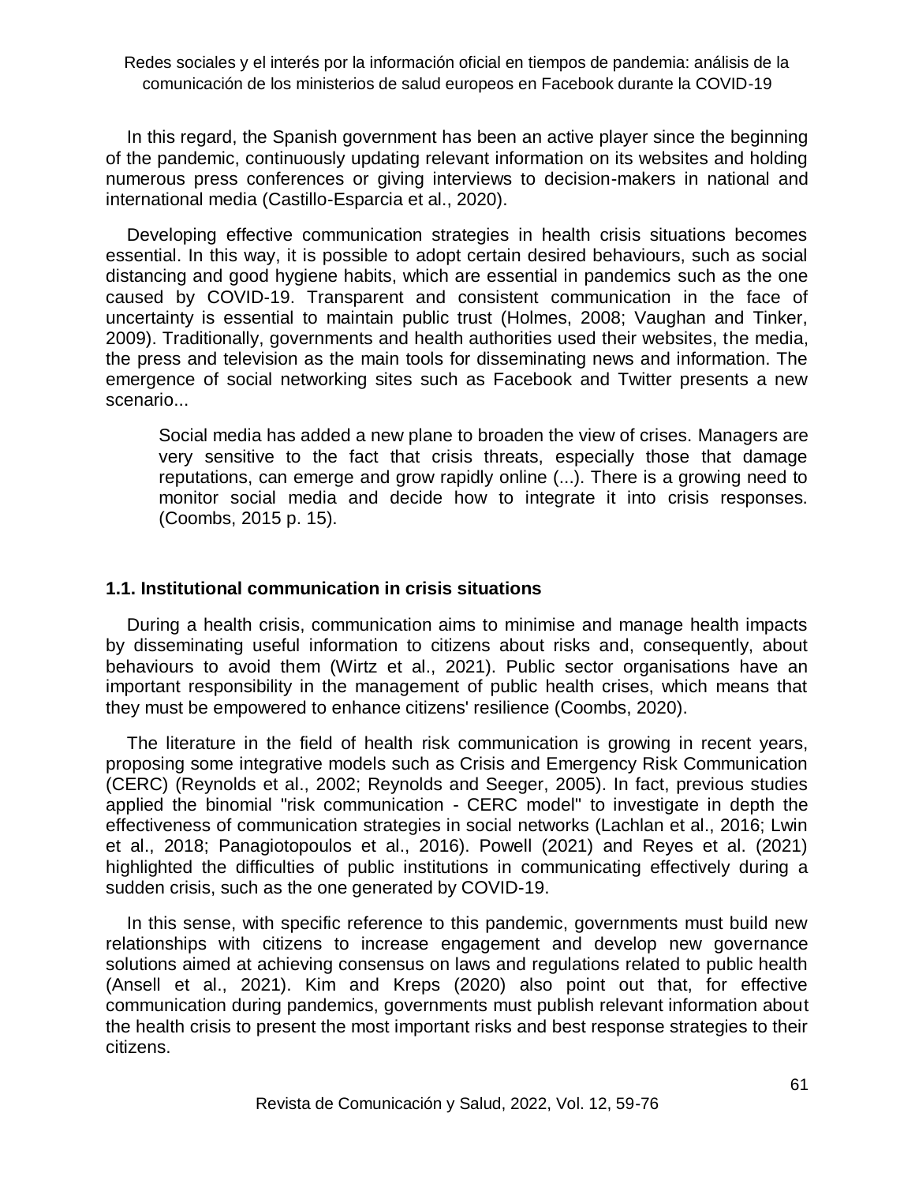In this regard, the Spanish government has been an active player since the beginning of the pandemic, continuously updating relevant information on its websites and holding numerous press conferences or giving interviews to decision-makers in national and international media (Castillo-Esparcia et al., 2020).

Developing effective communication strategies in health crisis situations becomes essential. In this way, it is possible to adopt certain desired behaviours, such as social distancing and good hygiene habits, which are essential in pandemics such as the one caused by COVID-19. Transparent and consistent communication in the face of uncertainty is essential to maintain public trust (Holmes, 2008; Vaughan and Tinker, 2009). Traditionally, governments and health authorities used their websites, the media, the press and television as the main tools for disseminating news and information. The emergence of social networking sites such as Facebook and Twitter presents a new scenario...

> Social media has added a new plane to broaden the view of crises. Managers are very sensitive to the fact that crisis threats, especially those that damage reputations, can emerge and grow rapidly online (...). There is a growing need to monitor social media and decide how to integrate it into crisis responses. (Coombs, 2015 p. 15).

### 1.1. Institutional communication in crisis situations

During a health crisis, communication aims to minimise and manage health impacts by disseminating useful information to citizens about risks and, consequently, about behaviours to avoid them (Wirtz et al., 2021). Public sector organisations have an important responsibility in the management of public health crises, which means that they must be empowered to enhance citizens' resilience (Coombs, 2020).

The literature in the field of health risk communication is growing in recent years, proposing some integrative models such as Crisis and Emergency Risk Communication (CERC) (Reynolds et al., 2002; Reynolds and Seeger, 2005). In fact, previous studies applied the binomial "risk communication - CERC model" to investigate in depth the effectiveness of communication strategies in social networks (Lachlan et al., 2016; Lwin et al., 2018; Panagiotopoulos et al., 2016). Powell (2021) and Reyes et al. (2021) highlighted the difficulties of public institutions in communicating effectively during a sudden crisis, such as the one generated by COVID-19.

In this sense, with specific reference to this pandemic, governments must build new relationships with citizens to increase engagement and develop new governance solutions aimed at achieving consensus on laws and regulations related to public health (Ansell et al., 2021). Kim and Kreps (2020) also point out that, for effective communication during pandemics, governments must publish relevant information about the health crisis to present the most important risks and best response strategies to their citizens.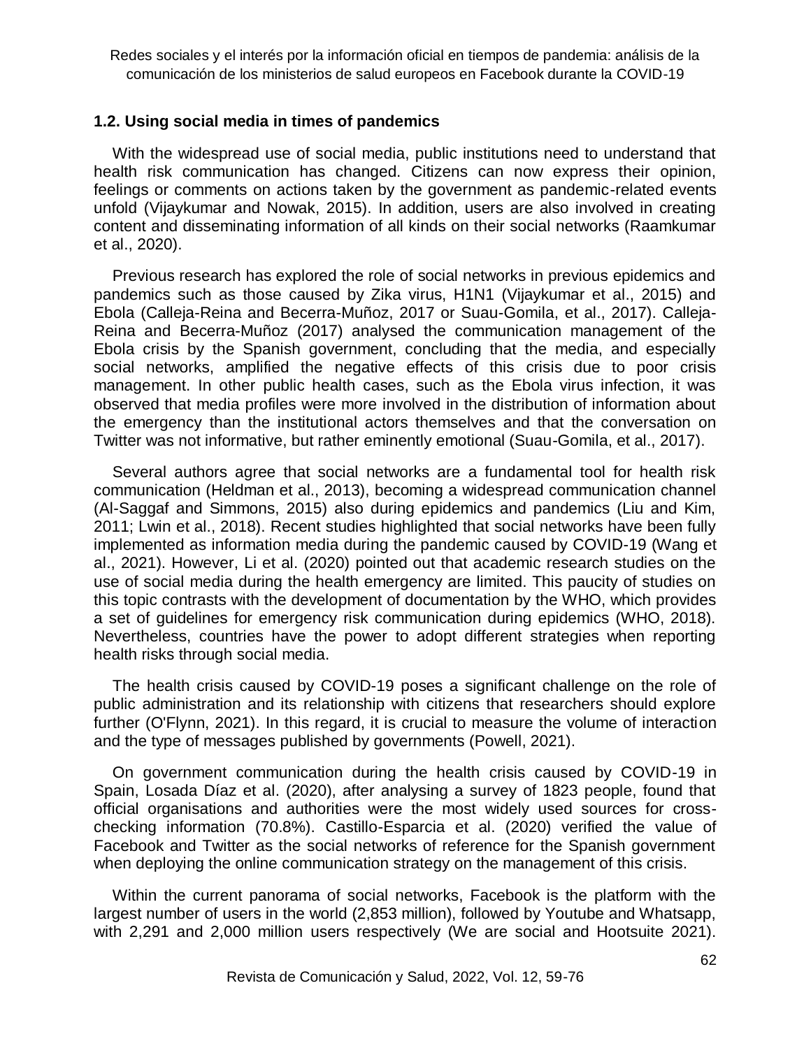### 1.2. Using social media in times of pandemics

With the widespread use of social media, public institutions need to understand that health risk communication has changed. Citizens can now express their opinion, feelings or comments on actions taken by the government as pandemic-related events unfold (Vijaykumar and Nowak, 2015). In addition, users are also involved in creating content and disseminating information of all kinds on their social networks (Raamkumar et al., 2020).

Previous research has explored the role of social networks in previous epidemics and pandemics such as those caused by Zika virus, H1N1 (Vijaykumar et al., 2015) and Ebola (Calleja-Reina and Becerra-Muñoz, 2017 or Suau-Gomila, et al., 2017). Calleja-Reina and Becerra-Muñoz (2017) analysed the communication management of the Ebola crisis by the Spanish government, concluding that the media, and especially social networks, amplified the negative effects of this crisis due to poor crisis management. In other public health cases, such as the Ebola virus infection, it was observed that media profiles were more involved in the distribution of information about the emergency than the institutional actors themselves and that the conversation on Twitter was not informative, but rather eminently emotional (Suau-Gomila, et al., 2017).

Several authors agree that social networks are a fundamental tool for health risk communication (Heldman et al., 2013), becoming a widespread communication channel (Al-Saggaf and Simmons, 2015) also during epidemics and pandemics (Liu and Kim, 2011; Lwin et al., 2018). Recent studies highlighted that social networks have been fully implemented as information media during the pandemic caused by COVID-19 (Wang et al., 2021). However, Li et al. (2020) pointed out that academic research studies on the use of social media during the health emergency are limited. This paucity of studies on this topic contrasts with the development of documentation by the WHO, which provides a set of guidelines for emergency risk communication during epidemics (WHO, 2018). Nevertheless, countries have the power to adopt different strategies when reporting health risks through social media.

The health crisis caused by COVID-19 poses a significant challenge on the role of public administration and its relationship with citizens that researchers should explore further (O'Flynn, 2021). In this regard, it is crucial to measure the volume of interaction and the type of messages published by governments (Powell, 2021).

On government communication during the health crisis caused by COVID-19 in Spain, Losada Díaz et al. (2020), after analysing a survey of 1823 people, found that official organisations and authorities were the most widely used sources for cross-checking information (70.8%). Castillo-Esparcia et al. (2020) verified the value of Facebook and Twitter as the social networks of reference for the Spanish government when deploying the online communication strategy on the management of this crisis.

Within the current panorama of social networks, Facebook is the platform with the largest number of users in the world (2,853 million), followed by Youtube and Whatsapp, with 2,291 and 2,000 million users respectively (We are social and Hootsuite 2021).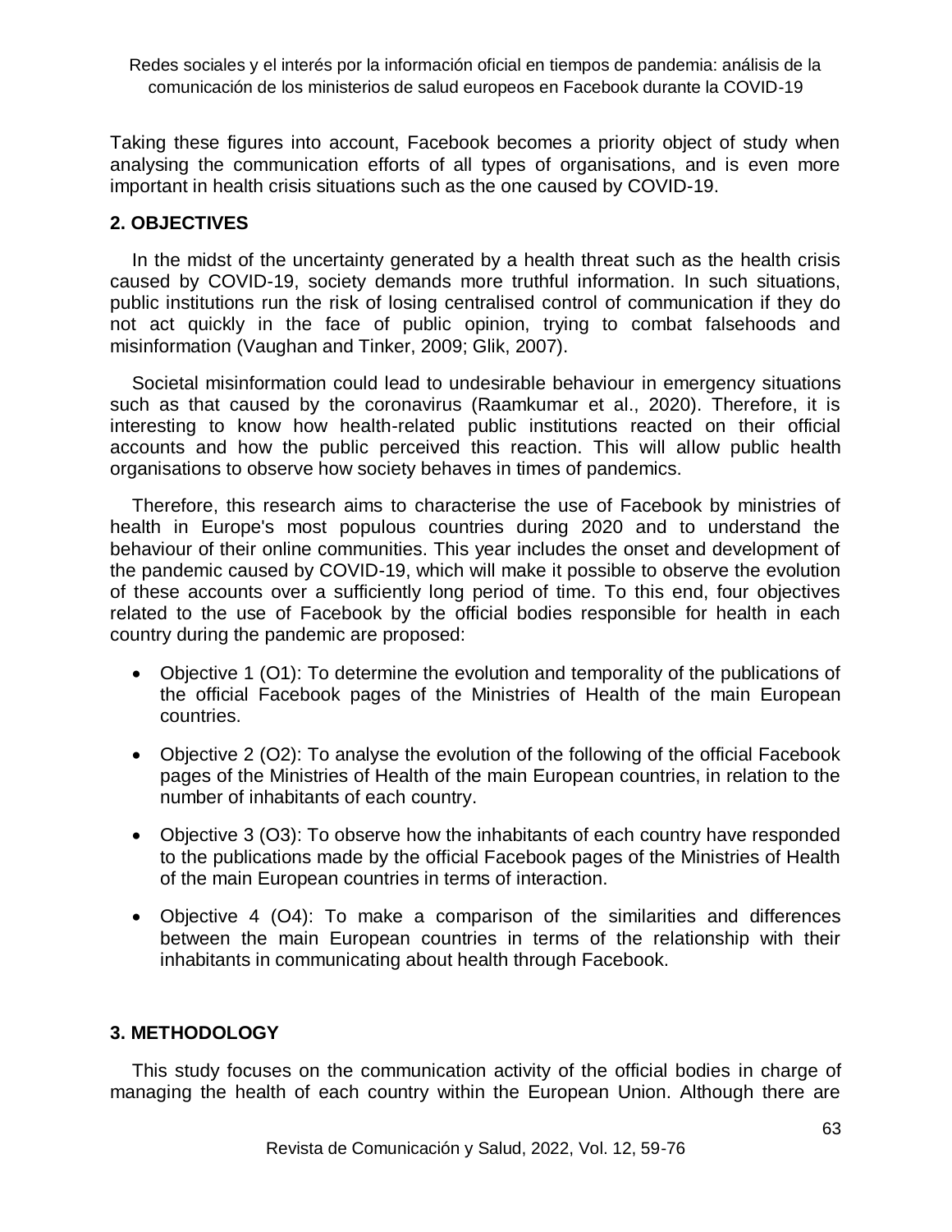Taking these figures into account, Facebook becomes a priority object of study when analysing the communication efforts of all types of organisations, and is even more important in health crisis situations such as the one caused by COVID-19.

## 2. OBJECTIVES

In the midst of the uncertainty generated by a health threat such as the health crisis caused by COVID-19, society demands more truthful information. In such situations, public institutions run the risk of losing centralised control of communication if they do not act quickly in the face of public opinion, trying to combat falsehoods and misinformation (Vaughan and Tinker, 2009; Glik, 2007).

Societal misinformation could lead to undesirable behaviour in emergency situations such as that caused by the coronavirus (Raamkumar et al., 2020). Therefore, it is interesting to know how health-related public institutions reacted on their official accounts and how the public perceived this reaction. This will allow public health organisations to observe how society behaves in times of pandemics.

Therefore, this research aims to characterise the use of Facebook by ministries of health in Europe's most populous countries during 2020 and to understand the behaviour of their online communities. This year includes the onset and development of the pandemic caused by COVID-19, which will make it possible to observe the evolution of these accounts over a sufficiently long period of time. To this end, four objectives related to the use of Facebook by the official bodies responsible for health in each country during the pandemic are proposed:

- Objective 1 (O1): To determine the evolution and temporality of the publications of the official Facebook pages of the Ministries of Health of the main European countries.
- Objective 2 (O2): To analyse the evolution of the following of the official Facebook pages of the Ministries of Health of the main European countries, in relation to the number of inhabitants of each country.
- Objective 3 (O3): To observe how the inhabitants of each country have responded to the publications made by the official Facebook pages of the Ministries of Health of the main European countries in terms of interaction.
- Objective 4 (O4): To make a comparison of the similarities and differences between the main European countries in terms of the relationship with their inhabitants in communicating about health through Facebook.

## 3. METHODOLOGY

This study focuses on the communication activity of the official bodies in charge of managing the health of each country within the European Union. Although there are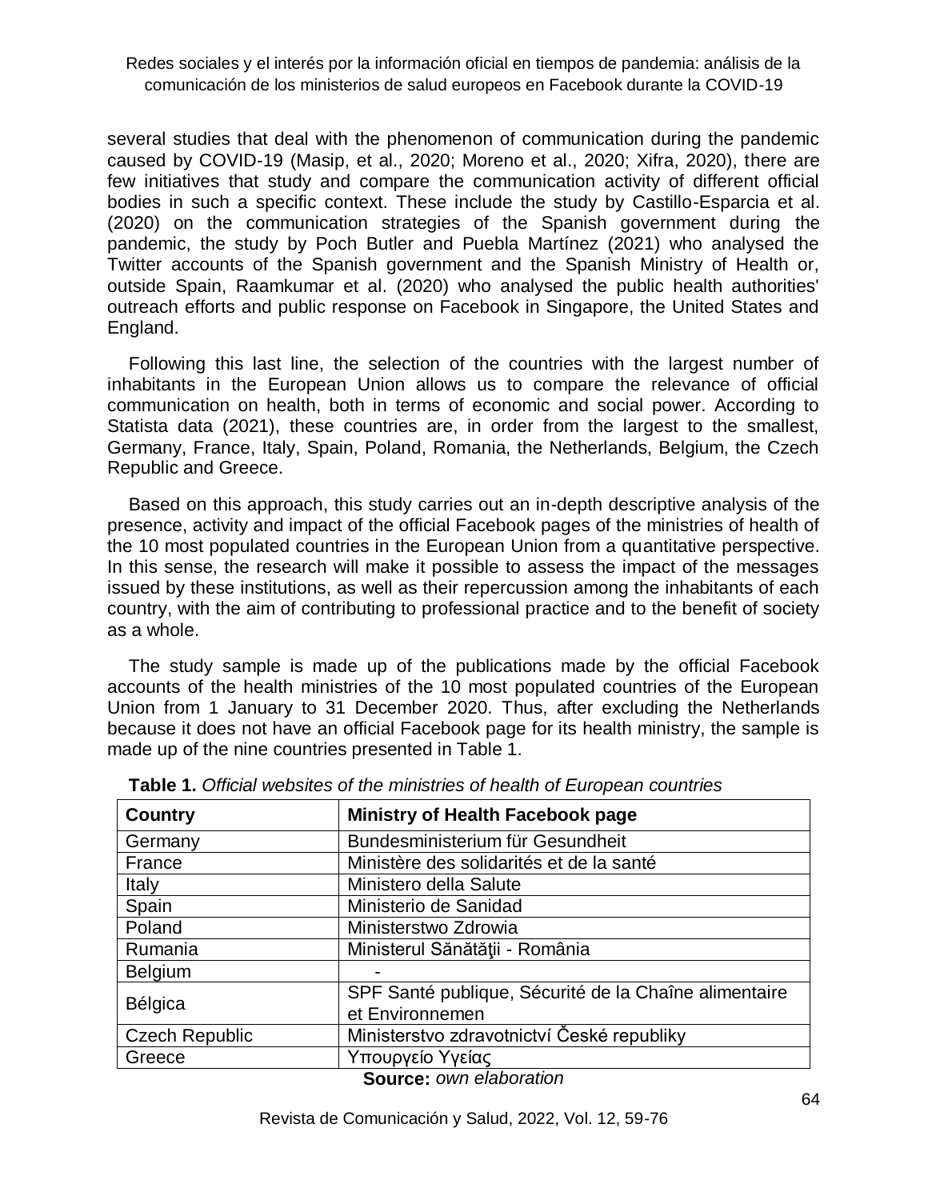several studies that deal with the phenomenon of communication during the pandemic caused by COVID-19 (Masip, et al., 2020; Moreno et al., 2020; Xifra, 2020), there are few initiatives that study and compare the communication activity of different official bodies in such a specific context. These include the study by Castillo-Esparcia et al. (2020) on the communication strategies of the Spanish government during the pandemic, the study by Poch Butler and Puebla Martínez (2021) who analysed the Twitter accounts of the Spanish government and the Spanish Ministry of Health or, outside Spain, Raamkumar et al. (2020) who analysed the public health authorities' outreach efforts and public response on Facebook in Singapore, the United States and England.

Following this last line, the selection of the countries with the largest number of inhabitants in the European Union allows us to compare the relevance of official communication on health, both in terms of economic and social power. According to Statista data (2021), these countries are, in order from the largest to the smallest, Germany, France, Italy, Spain, Poland, Romania, the Netherlands, Belgium, the Czech Republic and Greece.

Based on this approach, this study carries out an in-depth descriptive analysis of the presence, activity and impact of the official Facebook pages of the ministries of health of the 10 most populated countries in the European Union from a quantitative perspective. In this sense, the research will make it possible to assess the impact of the messages issued by these institutions, as well as their repercussion among the inhabitants of each country, with the aim of contributing to professional practice and to the benefit of society as a whole.

The study sample is made up of the publications made by the official Facebook accounts of the health ministries of the 10 most populated countries of the European Union from 1 January to 31 December 2020. Thus, after excluding the Netherlands because it does not have an official Facebook page for its health ministry, the sample is made up of the nine countries presented in Table 1.

**Table 1.** *Official websites of the ministries of health of European countries*

| Country | Ministry of Health Facebook page |
|---|---|
| Germany | Bundesministerium für Gesundheit |
| France | Ministère des solidarités et de la santé |
| Italy | Ministero della Salute |
| Spain | Ministerio de Sanidad |
| Poland | Ministerstwo Zdrowia |
| Rumania | Ministerul Sănătăţii - România |
| Belgium | - |
| Bélgica | SPF Santé publique, Sécurité de la Chaîne alimentaire et Environnemen |
| Czech Republic | Ministerstvo zdravotnictví České republiky |
| Greece | Υπουργείο Υγείας |

**Source:** *own elaboration*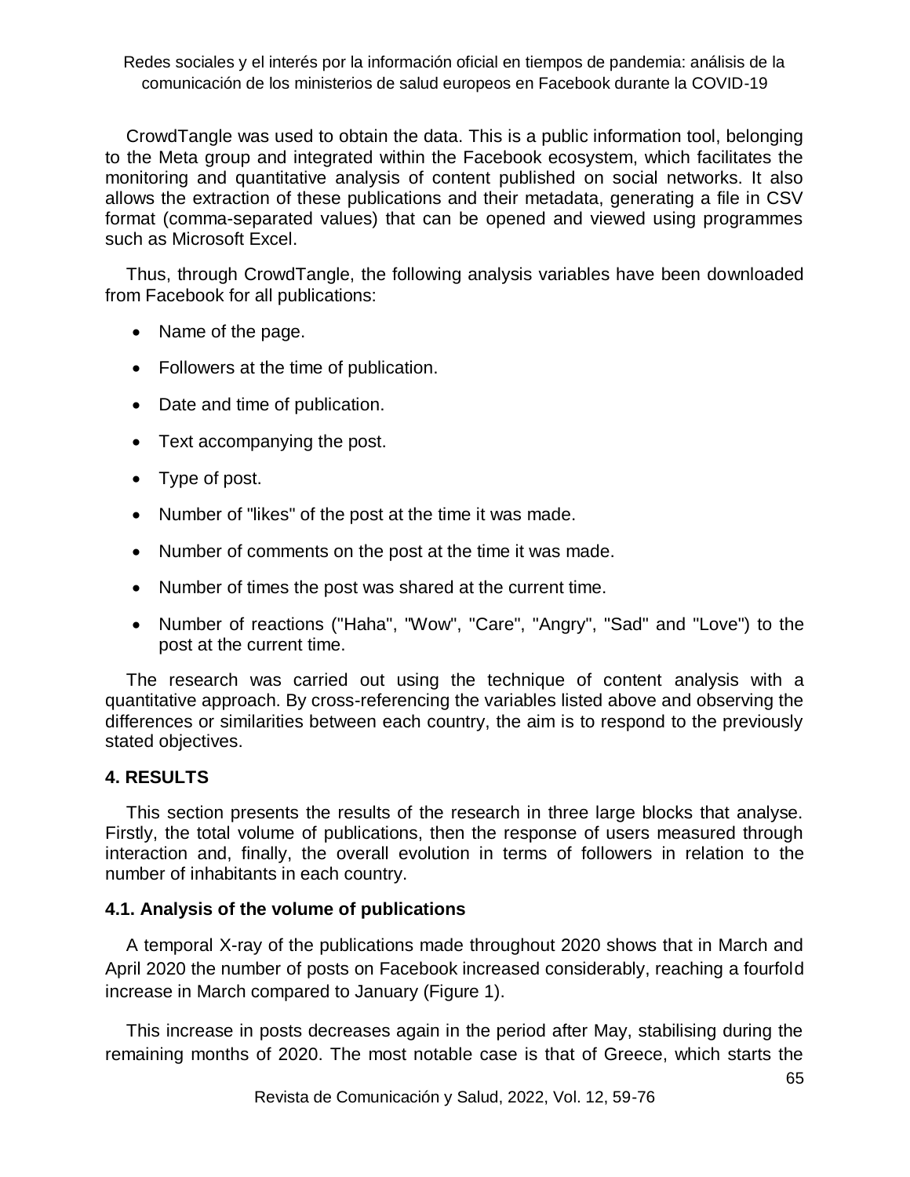CrowdTangle was used to obtain the data. This is a public information tool, belonging to the Meta group and integrated within the Facebook ecosystem, which facilitates the monitoring and quantitative analysis of content published on social networks. It also allows the extraction of these publications and their metadata, generating a file in CSV format (comma-separated values) that can be opened and viewed using programmes such as Microsoft Excel.

Thus, through CrowdTangle, the following analysis variables have been downloaded from Facebook for all publications:

- Name of the page.
- Followers at the time of publication.
- Date and time of publication.
- Text accompanying the post.
- Type of post.
- Number of "likes" of the post at the time it was made.
- Number of comments on the post at the time it was made.
- Number of times the post was shared at the current time.
- Number of reactions ("Haha", "Wow", "Care", "Angry", "Sad" and "Love") to the post at the current time.

The research was carried out using the technique of content analysis with a quantitative approach. By cross-referencing the variables listed above and observing the differences or similarities between each country, the aim is to respond to the previously stated objectives.

## 4. RESULTS

This section presents the results of the research in three large blocks that analyse. Firstly, the total volume of publications, then the response of users measured through interaction and, finally, the overall evolution in terms of followers in relation to the number of inhabitants in each country.

### 4.1. Analysis of the volume of publications

A temporal X-ray of the publications made throughout 2020 shows that in March and April 2020 the number of posts on Facebook increased considerably, reaching a fourfold increase in March compared to January (Figure 1).

This increase in posts decreases again in the period after May, stabilising during the remaining months of 2020. The most notable case is that of Greece, which starts the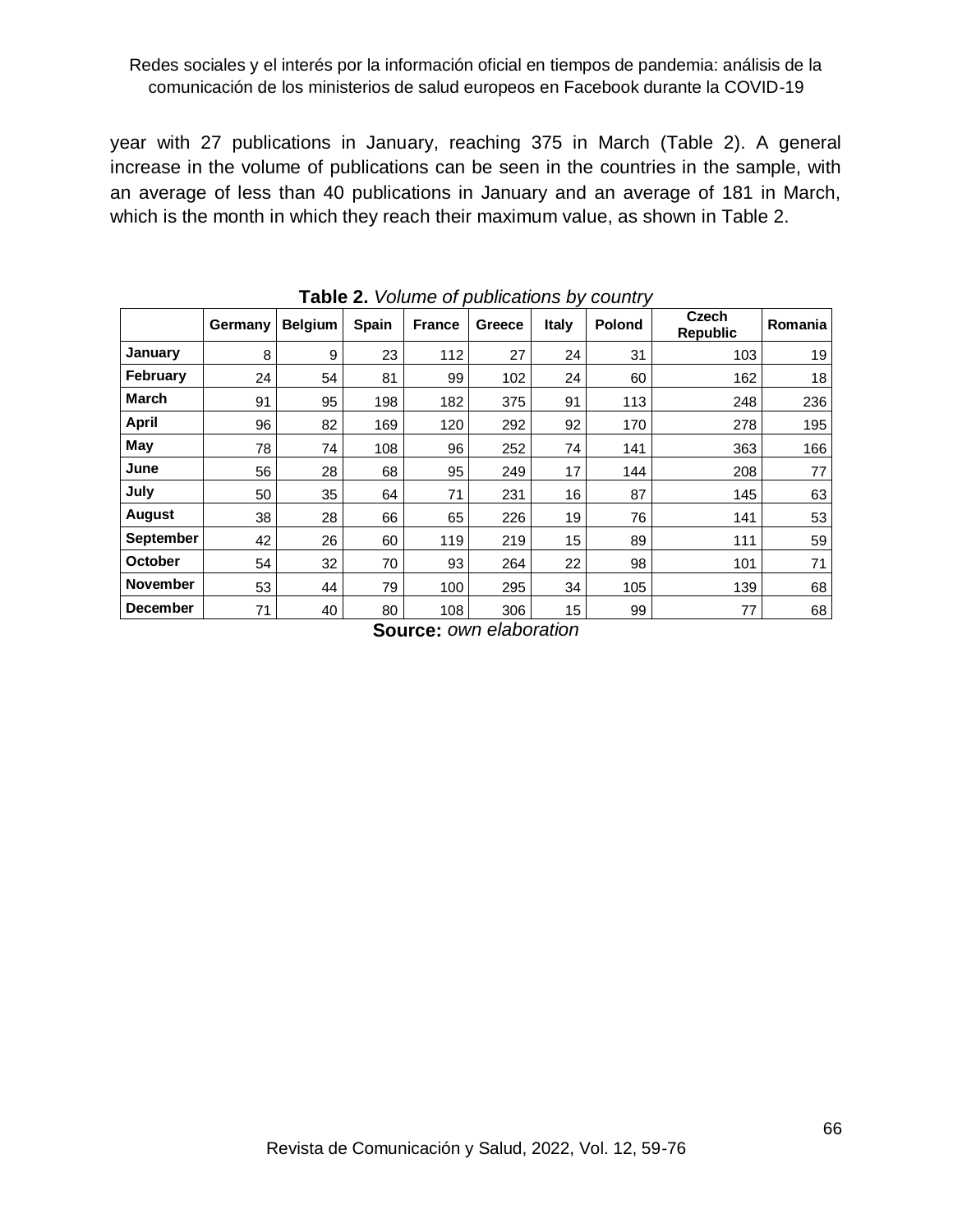year with 27 publications in January, reaching 375 in March (Table 2). A general increase in the volume of publications can be seen in the countries in the sample, with an average of less than 40 publications in January and an average of 181 in March, which is the month in which they reach their maximum value, as shown in Table 2.

**Table 2.** *Volume of publications by country*

| | Germany | Belgium | Spain | France | Greece | Italy | Polond | Czech Republic | Romania |
|---|---|---|---|---|---|---|---|---|---|
| **January** | 8 | 9 | 23 | 112 | 27 | 24 | 31 | 103 | 19 |
| **February** | 24 | 54 | 81 | 99 | 102 | 24 | 60 | 162 | 18 |
| **March** | 91 | 95 | 198 | 182 | 375 | 91 | 113 | 248 | 236 |
| **April** | 96 | 82 | 169 | 120 | 292 | 92 | 170 | 278 | 195 |
| **May** | 78 | 74 | 108 | 96 | 252 | 74 | 141 | 363 | 166 |
| **June** | 56 | 28 | 68 | 95 | 249 | 17 | 144 | 208 | 77 |
| **July** | 50 | 35 | 64 | 71 | 231 | 16 | 87 | 145 | 63 |
| **August** | 38 | 28 | 66 | 65 | 226 | 19 | 76 | 141 | 53 |
| **September** | 42 | 26 | 60 | 119 | 219 | 15 | 89 | 111 | 59 |
| **October** | 54 | 32 | 70 | 93 | 264 | 22 | 98 | 101 | 71 |
| **November** | 53 | 44 | 79 | 100 | 295 | 34 | 105 | 139 | 68 |
| **December** | 71 | 40 | 80 | 108 | 306 | 15 | 99 | 77 | 68 |

**Source:** *own elaboration*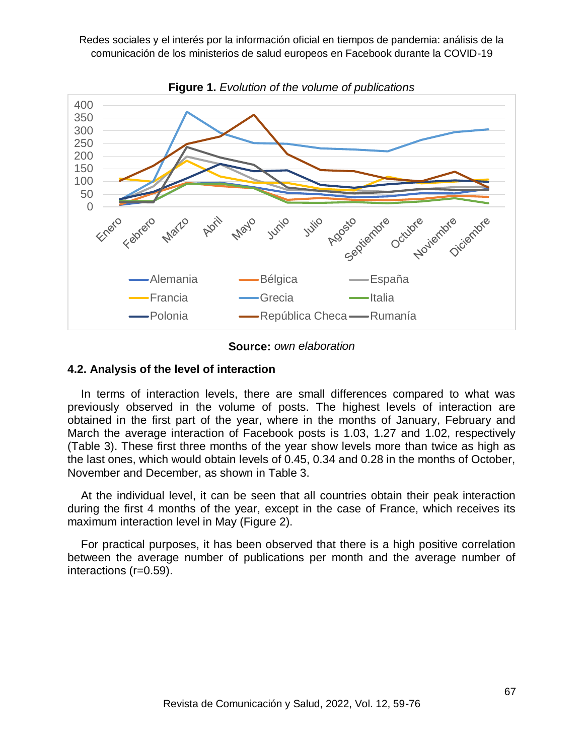**Figure 1.** *Evolution of the volume of publications*

**Source:** *own elaboration*

### 4.2. Analysis of the level of interaction

In terms of interaction levels, there are small differences compared to what was previously observed in the volume of posts. The highest levels of interaction are obtained in the first part of the year, where in the months of January, February and March the average interaction of Facebook posts is 1.03, 1.27 and 1.02, respectively (Table 3). These first three months of the year show levels more than twice as high as the last ones, which would obtain levels of 0.45, 0.34 and 0.28 in the months of October, November and December, as shown in Table 3.

At the individual level, it can be seen that all countries obtain their peak interaction during the first 4 months of the year, except in the case of France, which receives its maximum interaction level in May (Figure 2).

For practical purposes, it has been observed that there is a high positive correlation between the average number of publications per month and the average number of interactions (r=0.59).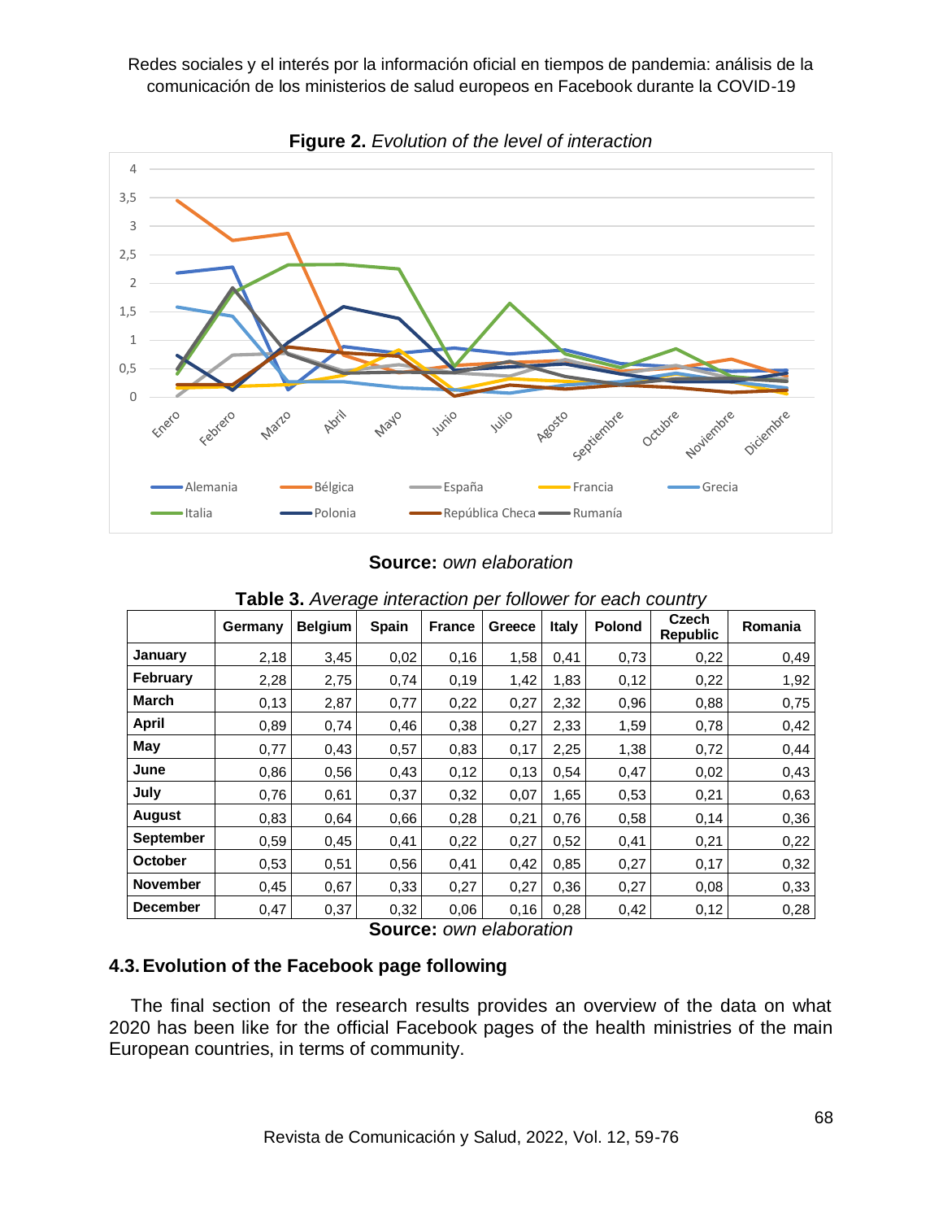**Figure 2.** *Evolution of the level of interaction*

**Source:** *own elaboration*

**Table 3.** *Average interaction per follower for each country*

| | Germany | Belgium | Spain | France | Greece | Italy | Polond | Czech Republic | Romania |
|---|---|---|---|---|---|---|---|---|---|
| **January** | 2,18 | 3,45 | 0,02 | 0,16 | 1,58 | 0,41 | 0,73 | 0,22 | 0,49 |
| **February** | 2,28 | 2,75 | 0,74 | 0,19 | 1,42 | 1,83 | 0,12 | 0,22 | 1,92 |
| **March** | 0,13 | 2,87 | 0,77 | 0,22 | 0,27 | 2,32 | 0,96 | 0,88 | 0,75 |
| **April** | 0,89 | 0,74 | 0,46 | 0,38 | 0,27 | 2,33 | 1,59 | 0,78 | 0,42 |
| **May** | 0,77 | 0,43 | 0,57 | 0,83 | 0,17 | 2,25 | 1,38 | 0,72 | 0,44 |
| **June** | 0,86 | 0,56 | 0,43 | 0,12 | 0,13 | 0,54 | 0,47 | 0,02 | 0,43 |
| **July** | 0,76 | 0,61 | 0,37 | 0,32 | 0,07 | 1,65 | 0,53 | 0,21 | 0,63 |
| **August** | 0,83 | 0,64 | 0,66 | 0,28 | 0,21 | 0,76 | 0,58 | 0,14 | 0,36 |
| **September** | 0,59 | 0,45 | 0,41 | 0,22 | 0,27 | 0,52 | 0,41 | 0,21 | 0,22 |
| **October** | 0,53 | 0,51 | 0,56 | 0,41 | 0,42 | 0,85 | 0,27 | 0,17 | 0,32 |
| **November** | 0,45 | 0,67 | 0,33 | 0,27 | 0,27 | 0,36 | 0,27 | 0,08 | 0,33 |
| **December** | 0,47 | 0,37 | 0,32 | 0,06 | 0,16 | 0,28 | 0,42 | 0,12 | 0,28 |

**Source:** *own elaboration*

### 4.3. Evolution of the Facebook page following

The final section of the research results provides an overview of the data on what 2020 has been like for the official Facebook pages of the health ministries of the main European countries, in terms of community.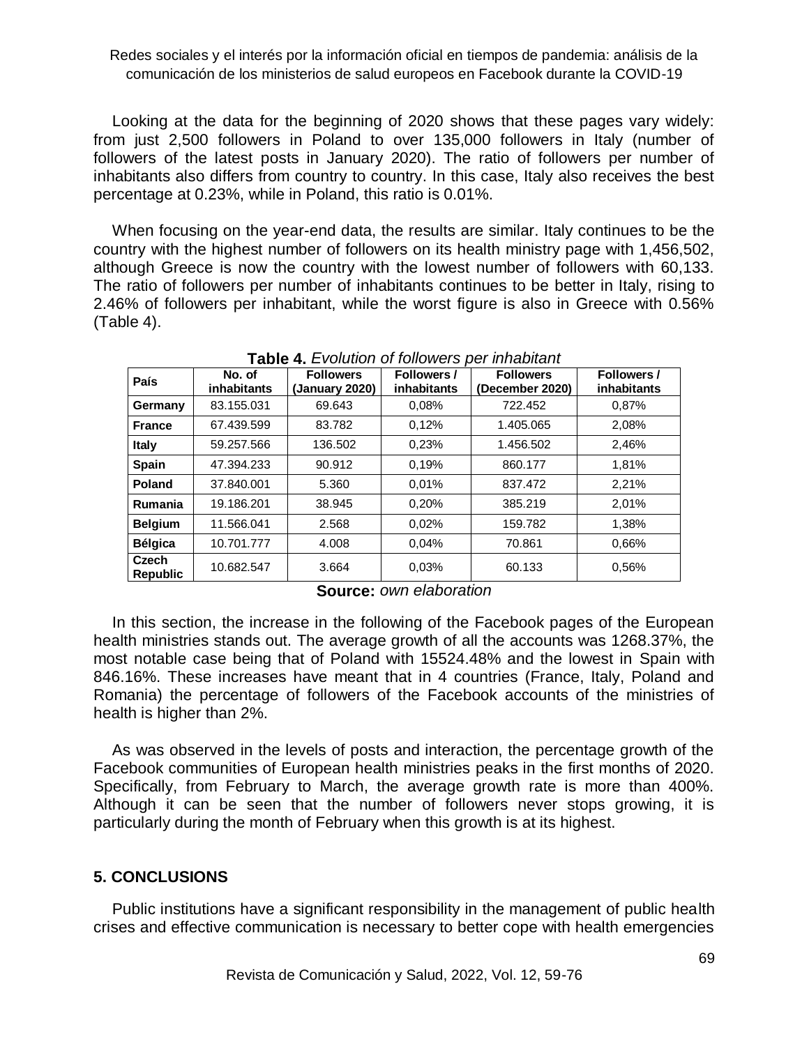Looking at the data for the beginning of 2020 shows that these pages vary widely: from just 2,500 followers in Poland to over 135,000 followers in Italy (number of followers of the latest posts in January 2020). The ratio of followers per number of inhabitants also differs from country to country. In this case, Italy also receives the best percentage at 0.23%, while in Poland, this ratio is 0.01%.

When focusing on the year-end data, the results are similar. Italy continues to be the country with the highest number of followers on its health ministry page with 1,456,502, although Greece is now the country with the lowest number of followers with 60,133. The ratio of followers per number of inhabitants continues to be better in Italy, rising to 2.46% of followers per inhabitant, while the worst figure is also in Greece with 0.56% (Table 4).

**Table 4.** *Evolution of followers per inhabitant*

| País | No. of inhabitants | Followers (January 2020) | Followers / inhabitants | Followers (December 2020) | Followers / inhabitants |
|---|---|---|---|---|---|
| **Germany** | 83.155.031 | 69.643 | 0,08% | 722.452 | 0,87% |
| **France** | 67.439.599 | 83.782 | 0,12% | 1.405.065 | 2,08% |
| **Italy** | 59.257.566 | 136.502 | 0,23% | 1.456.502 | 2,46% |
| **Spain** | 47.394.233 | 90.912 | 0,19% | 860.177 | 1,81% |
| **Poland** | 37.840.001 | 5.360 | 0,01% | 837.472 | 2,21% |
| **Rumania** | 19.186.201 | 38.945 | 0,20% | 385.219 | 2,01% |
| **Belgium** | 11.566.041 | 2.568 | 0,02% | 159.782 | 1,38% |
| **Bélgica** | 10.701.777 | 4.008 | 0,04% | 70.861 | 0,66% |
| **Czech Republic** | 10.682.547 | 3.664 | 0,03% | 60.133 | 0,56% |

**Source:** *own elaboration*

In this section, the increase in the following of the Facebook pages of the European health ministries stands out. The average growth of all the accounts was 1268.37%, the most notable case being that of Poland with 15524.48% and the lowest in Spain with 846.16%. These increases have meant that in 4 countries (France, Italy, Poland and Romania) the percentage of followers of the Facebook accounts of the ministries of health is higher than 2%.

As was observed in the levels of posts and interaction, the percentage growth of the Facebook communities of European health ministries peaks in the first months of 2020. Specifically, from February to March, the average growth rate is more than 400%. Although it can be seen that the number of followers never stops growing, it is particularly during the month of February when this growth is at its highest.

## 5. CONCLUSIONS

Public institutions have a significant responsibility in the management of public health crises and effective communication is necessary to better cope with health emergencies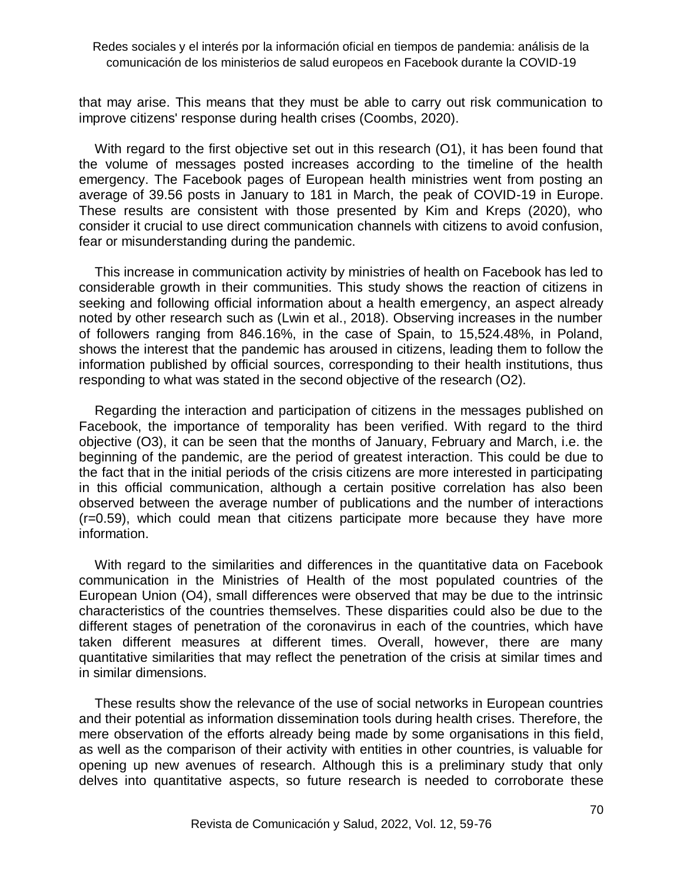that may arise. This means that they must be able to carry out risk communication to improve citizens' response during health crises (Coombs, 2020).

With regard to the first objective set out in this research (O1), it has been found that the volume of messages posted increases according to the timeline of the health emergency. The Facebook pages of European health ministries went from posting an average of 39.56 posts in January to 181 in March, the peak of COVID-19 in Europe. These results are consistent with those presented by Kim and Kreps (2020), who consider it crucial to use direct communication channels with citizens to avoid confusion, fear or misunderstanding during the pandemic.

This increase in communication activity by ministries of health on Facebook has led to considerable growth in their communities. This study shows the reaction of citizens in seeking and following official information about a health emergency, an aspect already noted by other research such as (Lwin et al., 2018). Observing increases in the number of followers ranging from 846.16%, in the case of Spain, to 15,524.48%, in Poland, shows the interest that the pandemic has aroused in citizens, leading them to follow the information published by official sources, corresponding to their health institutions, thus responding to what was stated in the second objective of the research (O2).

Regarding the interaction and participation of citizens in the messages published on Facebook, the importance of temporality has been verified. With regard to the third objective (O3), it can be seen that the months of January, February and March, i.e. the beginning of the pandemic, are the period of greatest interaction. This could be due to the fact that in the initial periods of the crisis citizens are more interested in participating in this official communication, although a certain positive correlation has also been observed between the average number of publications and the number of interactions ($r=0.59$), which could mean that citizens participate more because they have more information.

With regard to the similarities and differences in the quantitative data on Facebook communication in the Ministries of Health of the most populated countries of the European Union (O4), small differences were observed that may be due to the intrinsic characteristics of the countries themselves. These disparities could also be due to the different stages of penetration of the coronavirus in each of the countries, which have taken different measures at different times. Overall, however, there are many quantitative similarities that may reflect the penetration of the crisis at similar times and in similar dimensions.

These results show the relevance of the use of social networks in European countries and their potential as information dissemination tools during health crises. Therefore, the mere observation of the efforts already being made by some organisations in this field, as well as the comparison of their activity with entities in other countries, is valuable for opening up new avenues of research. Although this is a preliminary study that only delves into quantitative aspects, so future research is needed to corroborate these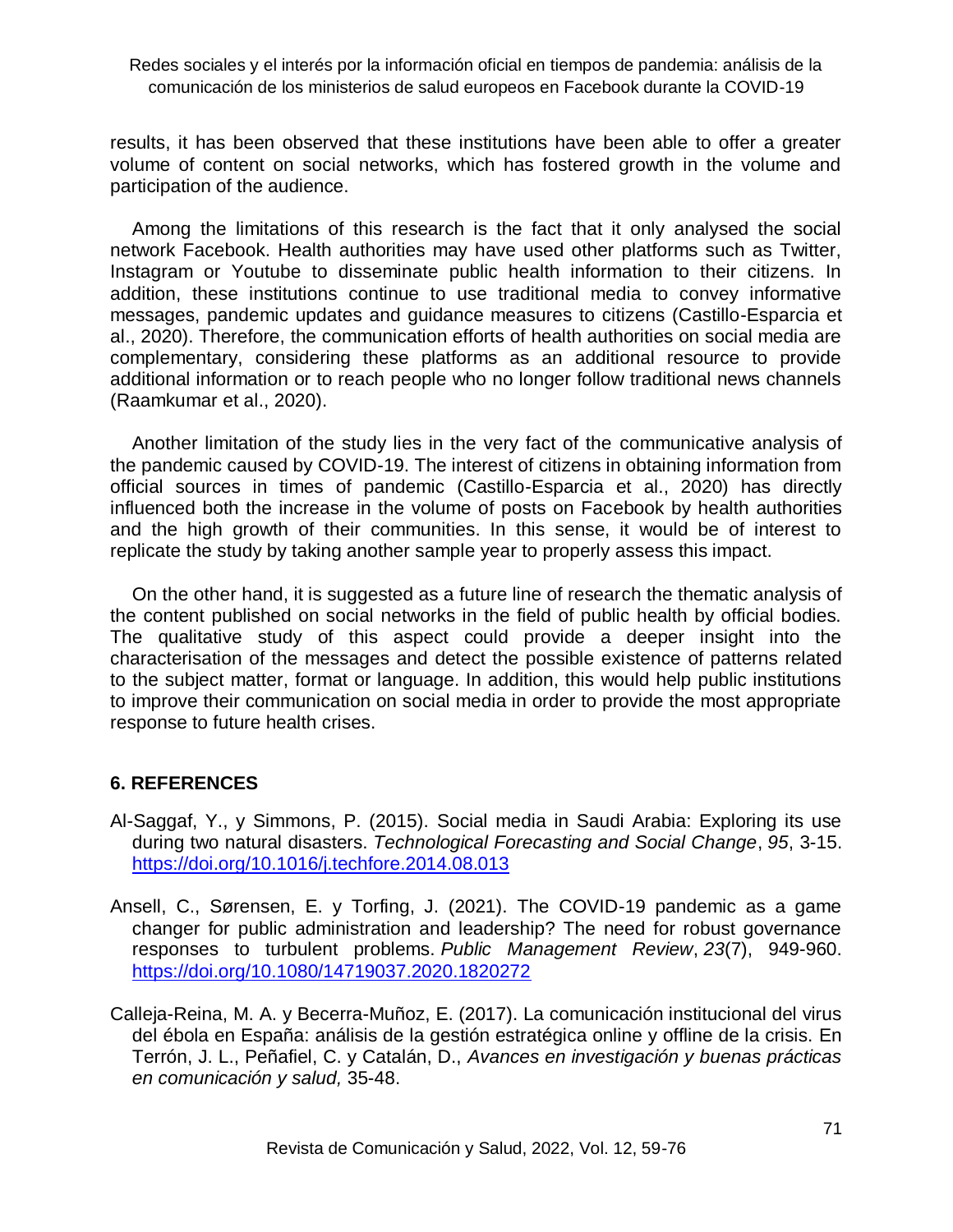results, it has been observed that these institutions have been able to offer a greater volume of content on social networks, which has fostered growth in the volume and participation of the audience.

Among the limitations of this research is the fact that it only analysed the social network Facebook. Health authorities may have used other platforms such as Twitter, Instagram or Youtube to disseminate public health information to their citizens. In addition, these institutions continue to use traditional media to convey informative messages, pandemic updates and guidance measures to citizens (Castillo-Esparcia et al., 2020). Therefore, the communication efforts of health authorities on social media are complementary, considering these platforms as an additional resource to provide additional information or to reach people who no longer follow traditional news channels (Raamkumar et al., 2020).

Another limitation of the study lies in the very fact of the communicative analysis of the pandemic caused by COVID-19. The interest of citizens in obtaining information from official sources in times of pandemic (Castillo-Esparcia et al., 2020) has directly influenced both the increase in the volume of posts on Facebook by health authorities and the high growth of their communities. In this sense, it would be of interest to replicate the study by taking another sample year to properly assess this impact.

On the other hand, it is suggested as a future line of research the thematic analysis of the content published on social networks in the field of public health by official bodies. The qualitative study of this aspect could provide a deeper insight into the characterisation of the messages and detect the possible existence of patterns related to the subject matter, format or language. In addition, this would help public institutions to improve their communication on social media in order to provide the most appropriate response to future health crises.

## 6. REFERENCES

Al-Saggaf, Y., y Simmons, P. (2015). Social media in Saudi Arabia: Exploring its use during two natural disasters. *Technological Forecasting and Social Change*, *95*, 3-15. https://doi.org/10.1016/j.techfore.2014.08.013

Ansell, C., Sørensen, E. y Torfing, J. (2021). The COVID-19 pandemic as a game changer for public administration and leadership? The need for robust governance responses to turbulent problems. *Public Management Review*, *23*(7), 949-960. https://doi.org/10.1080/14719037.2020.1820272

Calleja-Reina, M. A. y Becerra-Muñoz, E. (2017). La comunicación institucional del virus del ébola en España: análisis de la gestión estratégica online y offline de la crisis. En Terrón, J. L., Peñafiel, C. y Catalán, D., *Avances en investigación y buenas prácticas en comunicación y salud,* 35-48.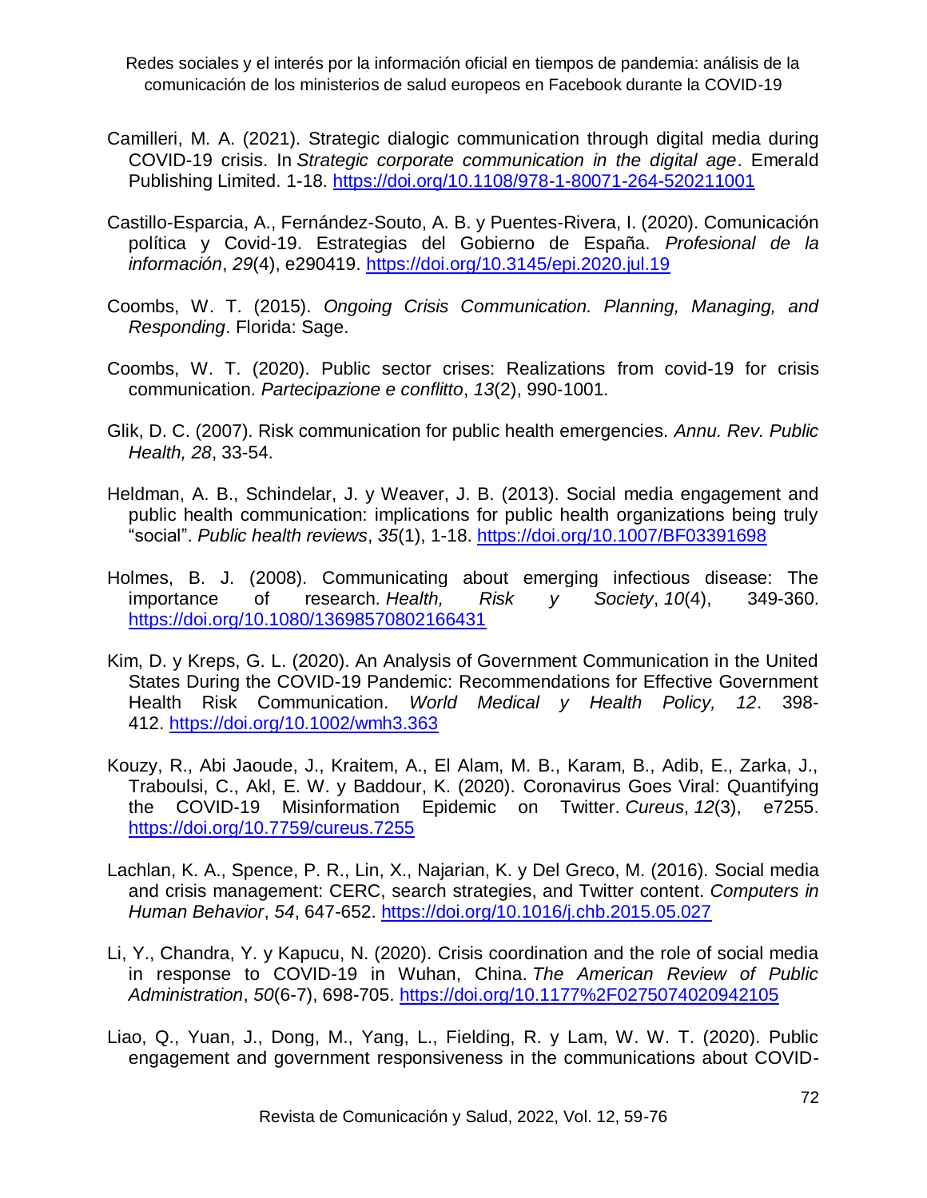Camilleri, M. A. (2021). Strategic dialogic communication through digital media during COVID-19 crisis. In *Strategic corporate communication in the digital age*. Emerald Publishing Limited. 1-18. https://doi.org/10.1108/978-1-80071-264-520211001

Castillo-Esparcia, A., Fernández-Souto, A. B. y Puentes-Rivera, I. (2020). Comunicación política y Covid-19. Estrategias del Gobierno de España. *Profesional de la información*, *29*(4), e290419. https://doi.org/10.3145/epi.2020.jul.19

Coombs, W. T. (2015). *Ongoing Crisis Communication. Planning, Managing, and Responding*. Florida: Sage.

Coombs, W. T. (2020). Public sector crises: Realizations from covid-19 for crisis communication. *Partecipazione e conflitto*, *13*(2), 990-1001.

Glik, D. C. (2007). Risk communication for public health emergencies. *Annu. Rev. Public Health, 28*, 33-54.

Heldman, A. B., Schindelar, J. y Weaver, J. B. (2013). Social media engagement and public health communication: implications for public health organizations being truly "social". *Public health reviews*, *35*(1), 1-18. https://doi.org/10.1007/BF03391698

Holmes, B. J. (2008). Communicating about emerging infectious disease: The importance of research. *Health, Risk y Society*, *10*(4), 349-360. https://doi.org/10.1080/13698570802166431

Kim, D. y Kreps, G. L. (2020). An Analysis of Government Communication in the United States During the COVID-19 Pandemic: Recommendations for Effective Government Health Risk Communication. *World Medical y Health Policy, 12*. 398-412. https://doi.org/10.1002/wmh3.363

Kouzy, R., Abi Jaoude, J., Kraitem, A., El Alam, M. B., Karam, B., Adib, E., Zarka, J., Traboulsi, C., Akl, E. W. y Baddour, K. (2020). Coronavirus Goes Viral: Quantifying the COVID-19 Misinformation Epidemic on Twitter. *Cureus*, *12*(3), e7255. https://doi.org/10.7759/cureus.7255

Lachlan, K. A., Spence, P. R., Lin, X., Najarian, K. y Del Greco, M. (2016). Social media and crisis management: CERC, search strategies, and Twitter content. *Computers in Human Behavior*, *54*, 647-652. https://doi.org/10.1016/j.chb.2015.05.027

Li, Y., Chandra, Y. y Kapucu, N. (2020). Crisis coordination and the role of social media in response to COVID-19 in Wuhan, China. *The American Review of Public Administration*, *50*(6-7), 698-705. https://doi.org/10.1177%2F0275074020942105

Liao, Q., Yuan, J., Dong, M., Yang, L., Fielding, R. y Lam, W. W. T. (2020). Public engagement and government responsiveness in the communications about COVID-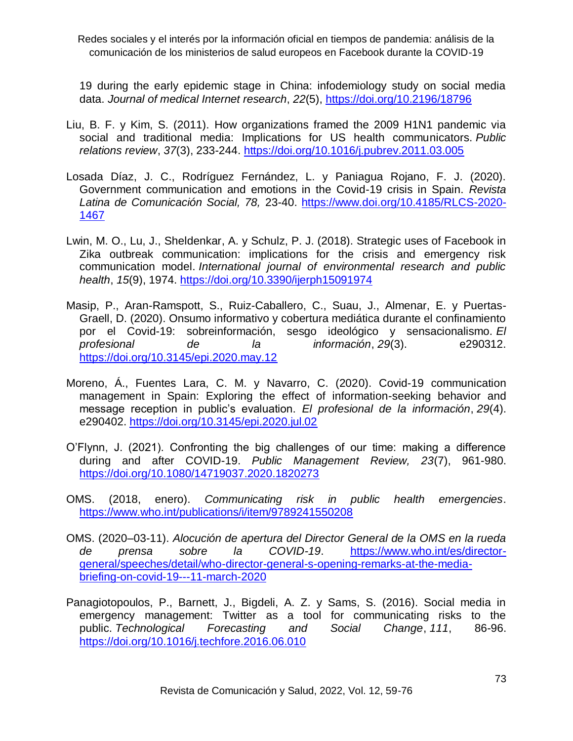19 during the early epidemic stage in China: infodemiology study on social media data. *Journal of medical Internet research*, *22*(5), https://doi.org/10.2196/18796

Liu, B. F. y Kim, S. (2011). How organizations framed the 2009 H1N1 pandemic via social and traditional media: Implications for US health communicators. *Public relations review*, *37*(3), 233-244. https://doi.org/10.1016/j.pubrev.2011.03.005

Losada Díaz, J. C., Rodríguez Fernández, L. y Paniagua Rojano, F. J. (2020). Government communication and emotions in the Covid-19 crisis in Spain. *Revista Latina de Comunicación Social, 78,* 23-40. https://www.doi.org/10.4185/RLCS-2020-1467

Lwin, M. O., Lu, J., Sheldenkar, A. y Schulz, P. J. (2018). Strategic uses of Facebook in Zika outbreak communication: implications for the crisis and emergency risk communication model. *International journal of environmental research and public health*, *15*(9), 1974. https://doi.org/10.3390/ijerph15091974

Masip, P., Aran-Ramspott, S., Ruiz-Caballero, C., Suau, J., Almenar, E. y Puertas-Graell, D. (2020). Onsumo informativo y cobertura mediática durante el confinamiento por el Covid-19: sobreinformación, sesgo ideológico y sensacionalismo. *El profesional de la información*, *29*(3). e290312. https://doi.org/10.3145/epi.2020.may.12

Moreno, Á., Fuentes Lara, C. M. y Navarro, C. (2020). Covid-19 communication management in Spain: Exploring the effect of information-seeking behavior and message reception in public's evaluation. *El profesional de la información*, *29*(4). e290402. https://doi.org/10.3145/epi.2020.jul.02

O'Flynn, J. (2021). Confronting the big challenges of our time: making a difference during and after COVID-19. *Public Management Review, 23*(7), 961-980. https://doi.org/10.1080/14719037.2020.1820273

OMS. (2018, enero). *Communicating risk in public health emergencies*. https://www.who.int/publications/i/item/9789241550208

OMS. (2020–03-11). *Alocución de apertura del Director General de la OMS en la rueda de prensa sobre la COVID-19*. https://www.who.int/es/director-general/speeches/detail/who-director-general-s-opening-remarks-at-the-media-briefing-on-covid-19---11-march-2020

Panagiotopoulos, P., Barnett, J., Bigdeli, A. Z. y Sams, S. (2016). Social media in emergency management: Twitter as a tool for communicating risks to the public. *Technological Forecasting and Social Change*, *111*, 86-96. https://doi.org/10.1016/j.techfore.2016.06.010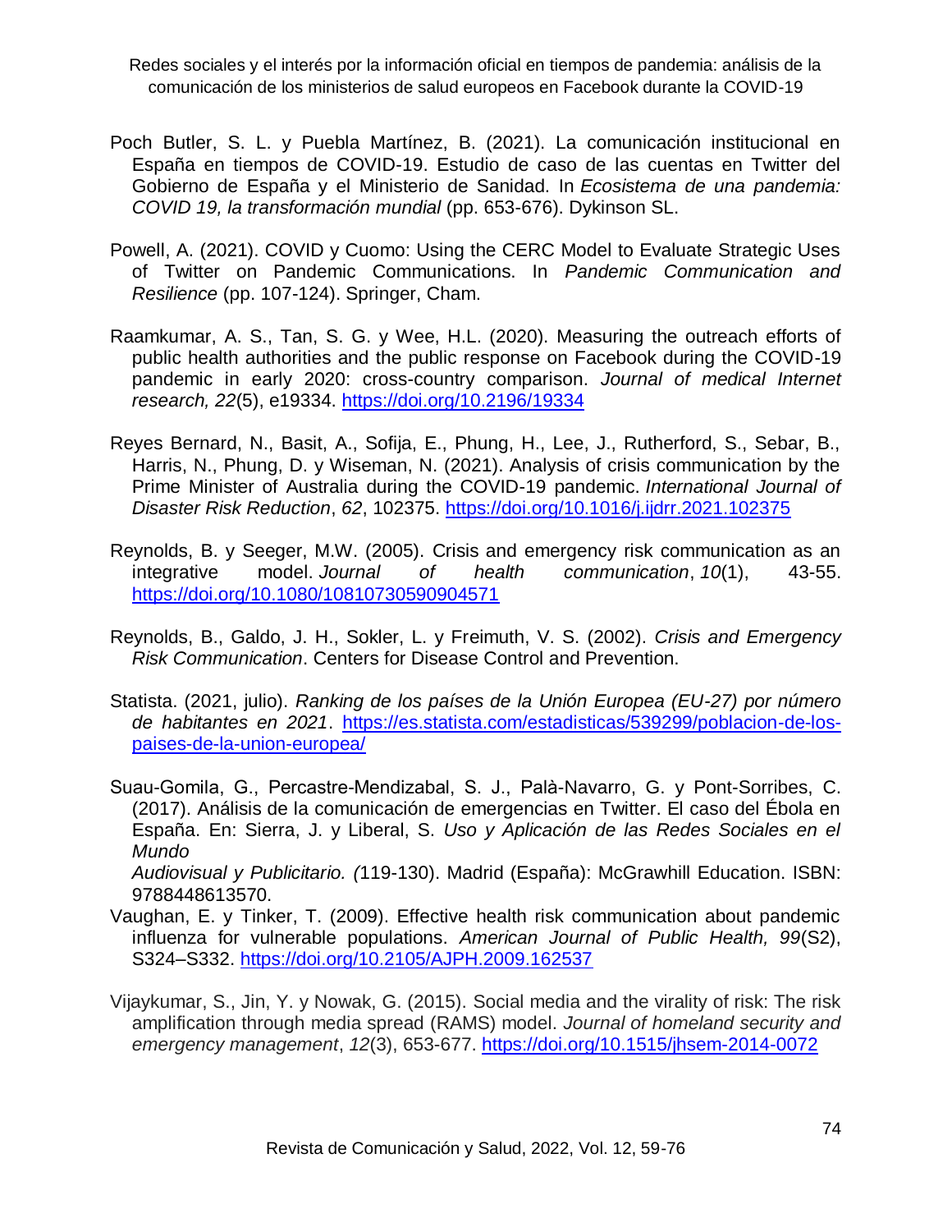Poch Butler, S. L. y Puebla Martínez, B. (2021). La comunicación institucional en España en tiempos de COVID-19. Estudio de caso de las cuentas en Twitter del Gobierno de España y el Ministerio de Sanidad. In *Ecosistema de una pandemia: COVID 19, la transformación mundial* (pp. 653-676). Dykinson SL.

Powell, A. (2021). COVID y Cuomo: Using the CERC Model to Evaluate Strategic Uses of Twitter on Pandemic Communications. In *Pandemic Communication and Resilience* (pp. 107-124). Springer, Cham.

Raamkumar, A. S., Tan, S. G. y Wee, H.L. (2020). Measuring the outreach efforts of public health authorities and the public response on Facebook during the COVID-19 pandemic in early 2020: cross-country comparison. *Journal of medical Internet research, 22*(5), e19334. https://doi.org/10.2196/19334

Reyes Bernard, N., Basit, A., Sofija, E., Phung, H., Lee, J., Rutherford, S., Sebar, B., Harris, N., Phung, D. y Wiseman, N. (2021). Analysis of crisis communication by the Prime Minister of Australia during the COVID-19 pandemic. *International Journal of Disaster Risk Reduction*, *62*, 102375. https://doi.org/10.1016/j.ijdrr.2021.102375

Reynolds, B. y Seeger, M.W. (2005). Crisis and emergency risk communication as an integrative model. *Journal of health communication*, *10*(1), 43-55. https://doi.org/10.1080/10810730590904571

Reynolds, B., Galdo, J. H., Sokler, L. y Freimuth, V. S. (2002). *Crisis and Emergency Risk Communication*. Centers for Disease Control and Prevention.

Statista. (2021, julio). *Ranking de los países de la Unión Europea (EU-27) por número de habitantes en 2021*. https://es.statista.com/estadisticas/539299/poblacion-de-los-paises-de-la-union-europea/

Suau-Gomila, G., Percastre-Mendizabal, S. J., Palà-Navarro, G. y Pont-Sorribes, C. (2017). Análisis de la comunicación de emergencias en Twitter. El caso del Ébola en España. En: Sierra, J. y Liberal, S. *Uso y Aplicación de las Redes Sociales en el Mundo Audiovisual y Publicitario. (*119-130). Madrid (España): McGrawhill Education. ISBN: 9788448613570.

Vaughan, E. y Tinker, T. (2009). Effective health risk communication about pandemic influenza for vulnerable populations. *American Journal of Public Health, 99*(S2), S324–S332. https://doi.org/10.2105/AJPH.2009.162537

Vijaykumar, S., Jin, Y. y Nowak, G. (2015). Social media and the virality of risk: The risk amplification through media spread (RAMS) model. *Journal of homeland security and emergency management*, *12*(3), 653-677. https://doi.org/10.1515/jhsem-2014-0072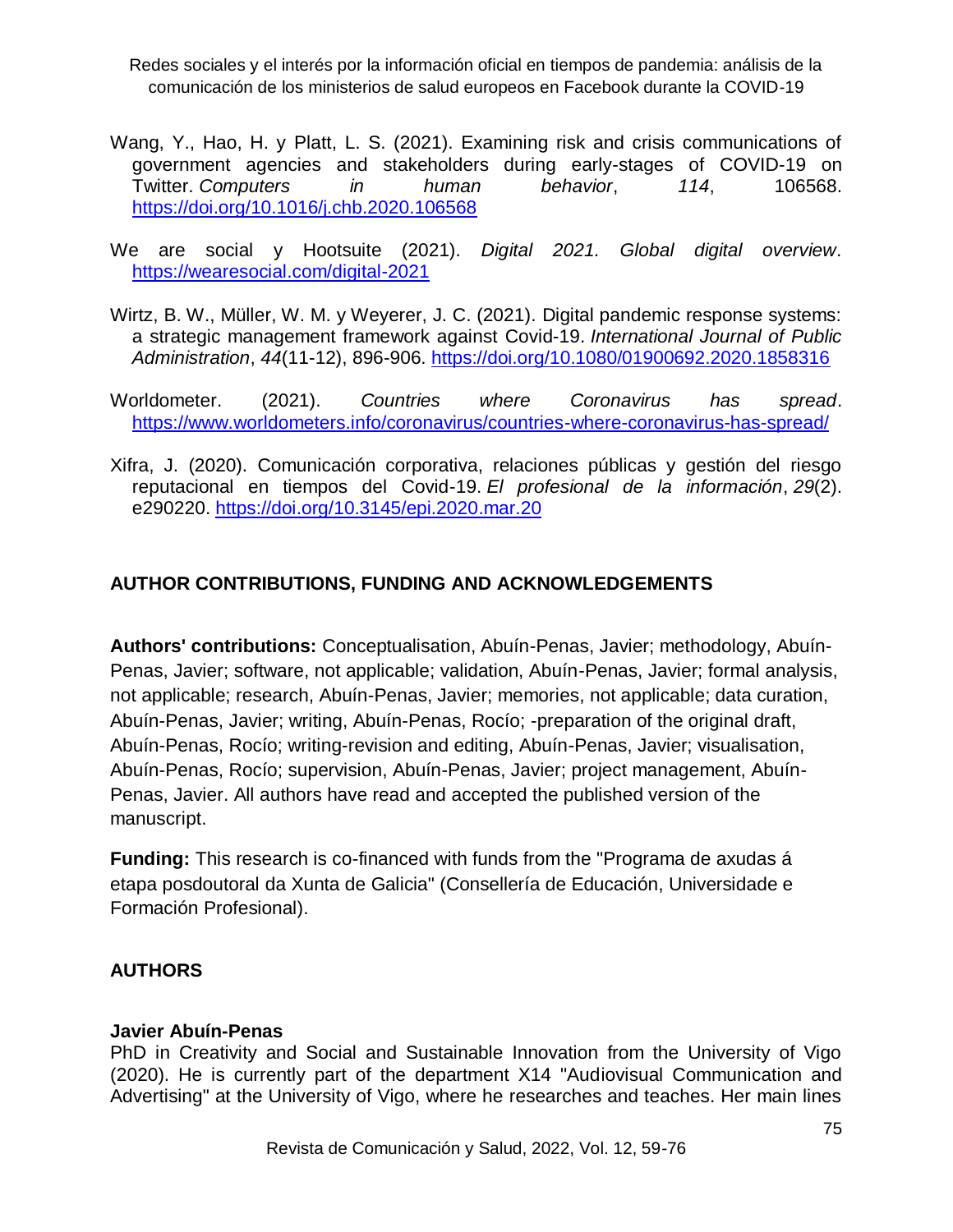Wang, Y., Hao, H. y Platt, L. S. (2021). Examining risk and crisis communications of government agencies and stakeholders during early-stages of COVID-19 on Twitter. *Computers in human behavior*, *114*, 106568. https://doi.org/10.1016/j.chb.2020.106568

We are social y Hootsuite (2021). *Digital 2021. Global digital overview*. https://wearesocial.com/digital-2021

Wirtz, B. W., Müller, W. M. y Weyerer, J. C. (2021). Digital pandemic response systems: a strategic management framework against Covid-19. *International Journal of Public Administration*, *44*(11-12), 896-906. https://doi.org/10.1080/01900692.2020.1858316

Worldometer. (2021). *Countries where Coronavirus has spread*. https://www.worldometers.info/coronavirus/countries-where-coronavirus-has-spread/

Xifra, J. (2020). Comunicación corporativa, relaciones públicas y gestión del riesgo reputacional en tiempos del Covid-19. *El profesional de la información*, *29*(2). e290220. https://doi.org/10.3145/epi.2020.mar.20

## AUTHOR CONTRIBUTIONS, FUNDING AND ACKNOWLEDGEMENTS

**Authors' contributions:** Conceptualisation, Abuín-Penas, Javier; methodology, Abuín-Penas, Javier; software, not applicable; validation, Abuín-Penas, Javier; formal analysis, not applicable; research, Abuín-Penas, Javier; memories, not applicable; data curation, Abuín-Penas, Javier; writing, Abuín-Penas, Rocío; -preparation of the original draft, Abuín-Penas, Rocío; writing-revision and editing, Abuín-Penas, Javier; visualisation, Abuín-Penas, Rocío; supervision, Abuín-Penas, Javier; project management, Abuín-Penas, Javier. All authors have read and accepted the published version of the manuscript.

**Funding:** This research is co-financed with funds from the "Programa de axudas á etapa posdoutoral da Xunta de Galicia" (Consellería de Educación, Universidade e Formación Profesional).

## AUTHORS

**Javier Abuín-Penas**

PhD in Creativity and Social and Sustainable Innovation from the University of Vigo (2020). He is currently part of the department X14 "Audiovisual Communication and Advertising" at the University of Vigo, where he researches and teaches. Her main lines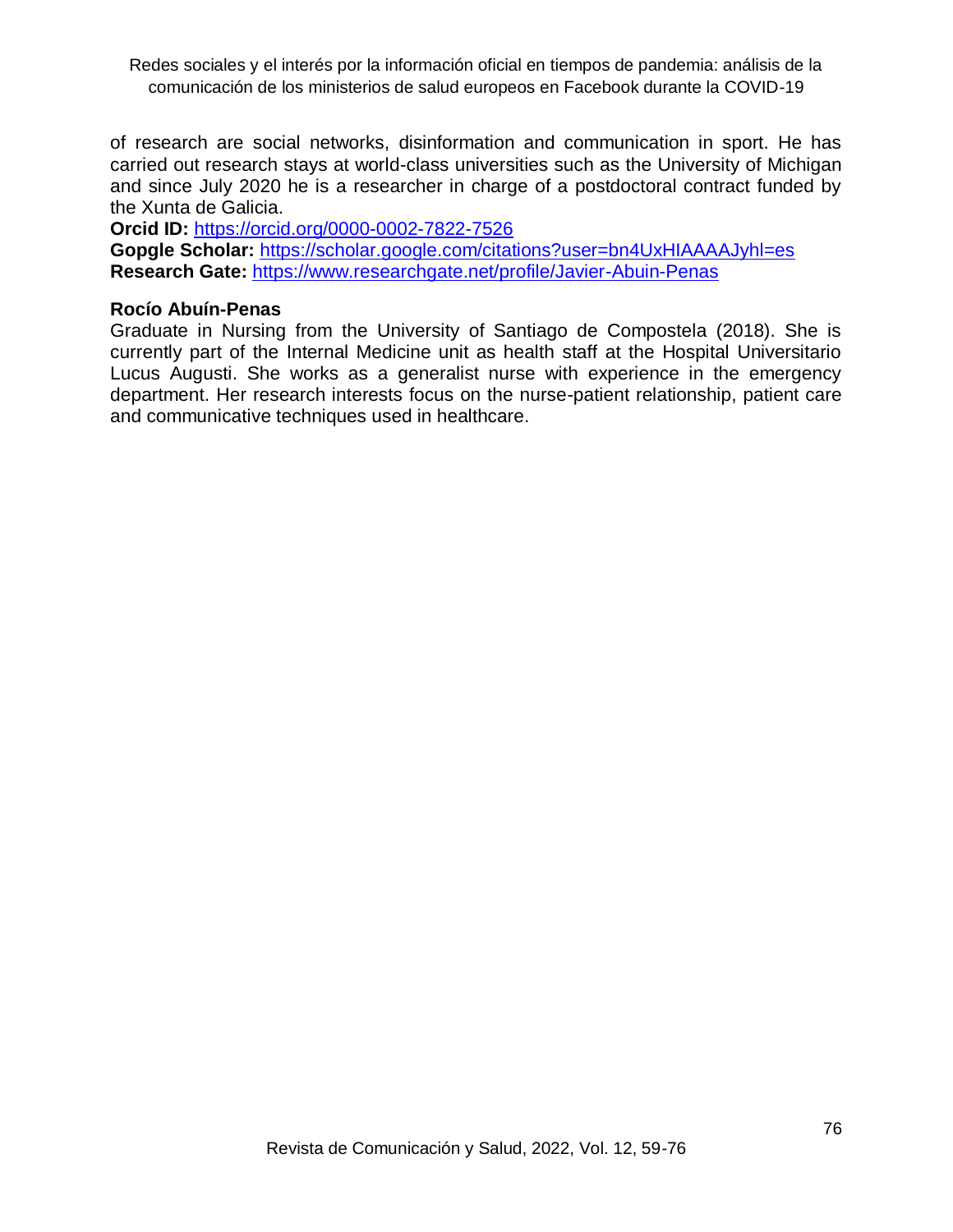of research are social networks, disinformation and communication in sport. He has carried out research stays at world-class universities such as the University of Michigan and since July 2020 he is a researcher in charge of a postdoctoral contract funded by the Xunta de Galicia.

**Orcid ID:** https://orcid.org/0000-0002-7822-7526
**Gopgle Scholar:** https://scholar.google.com/citations?user=bn4UxHIAAAAJyhl=es
**Research Gate:** https://www.researchgate.net/profile/Javier-Abuin-Penas

**Rocío Abuín-Penas**

Graduate in Nursing from the University of Santiago de Compostela (2018). She is currently part of the Internal Medicine unit as health staff at the Hospital Universitario Lucus Augusti. She works as a generalist nurse with experience in the emergency department. Her research interests focus on the nurse-patient relationship, patient care and communicative techniques used in healthcare.